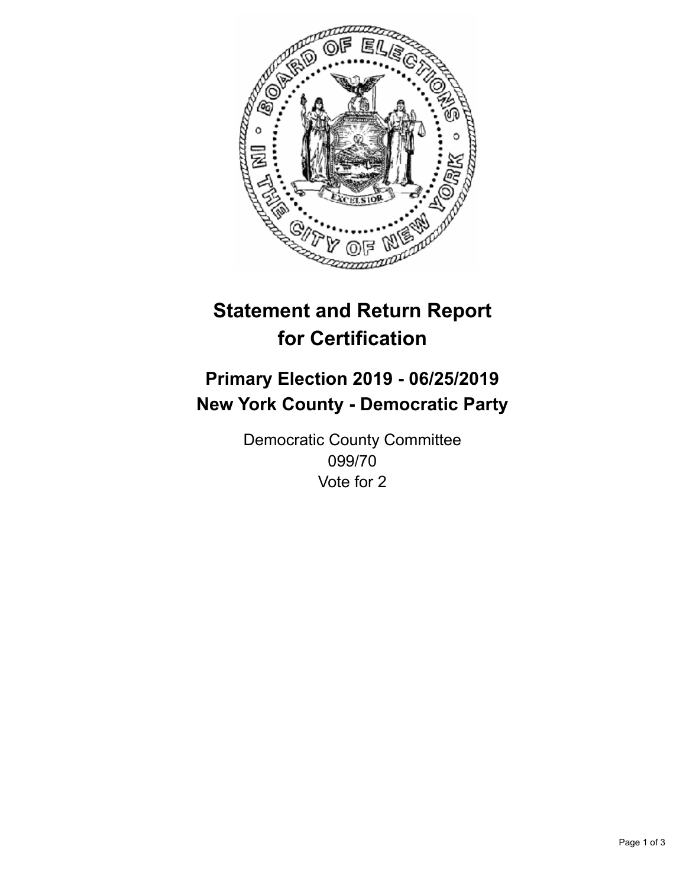# Statement and Return Report for Certification

## Primary Election 2019 - 06/25/2019
## New York County - Democratic Party

Democratic County Committee
099/70
Vote for 2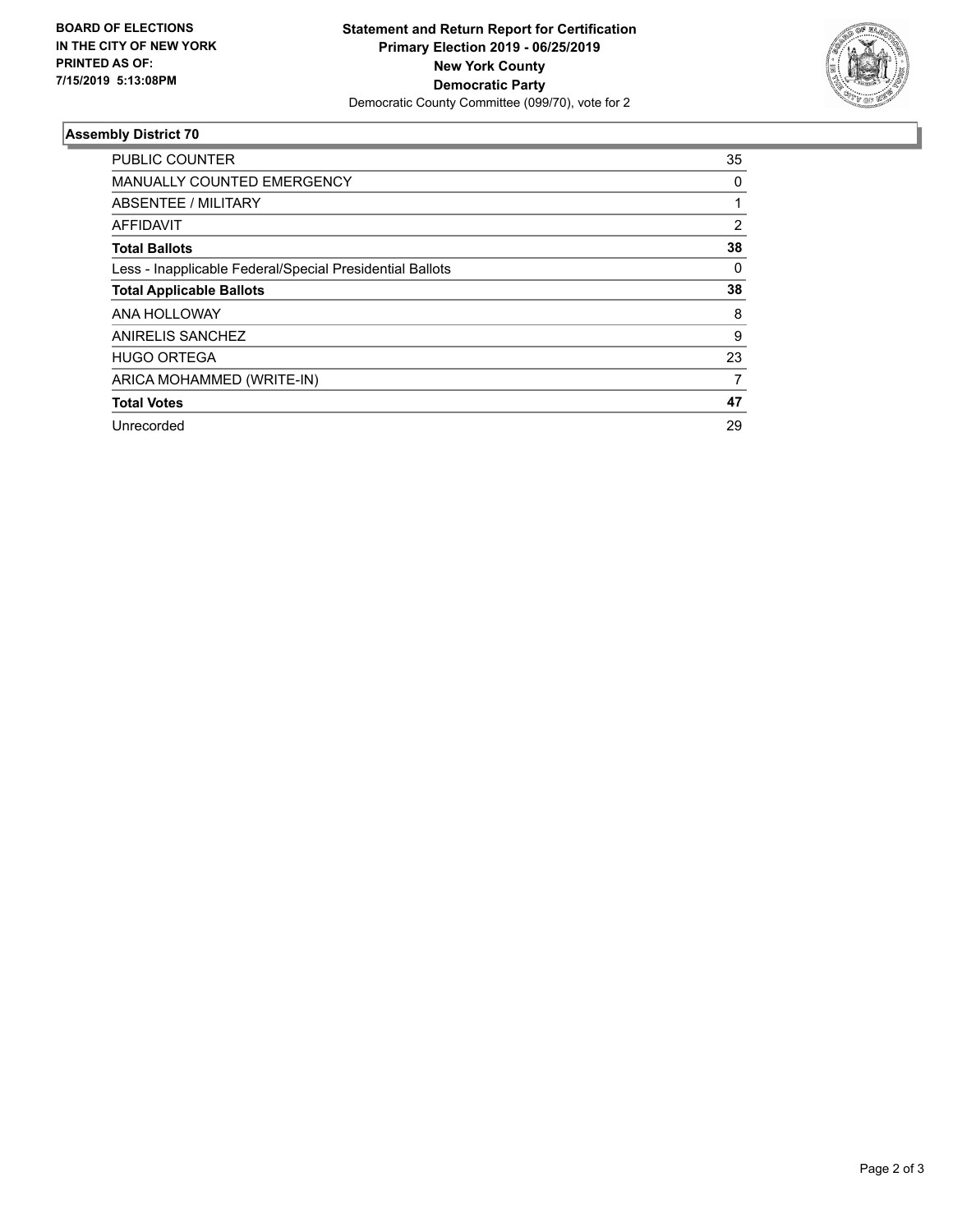**BOARD OF ELECTIONS IN THE CITY OF NEW YORK PRINTED AS OF: 7/15/2019 5:13:08PM**

**Statement and Return Report for Certification**
**Primary Election 2019 - 06/25/2019**
**New York County**
**Democratic Party**
Democratic County Committee (099/70), vote for 2

### Assembly District 70

| | |
|---|---|
| PUBLIC COUNTER | 35 |
| MANUALLY COUNTED EMERGENCY | 0 |
| ABSENTEE / MILITARY | 1 |
| AFFIDAVIT | 2 |
| **Total Ballots** | **38** |
| Less - Inapplicable Federal/Special Presidential Ballots | 0 |
| **Total Applicable Ballots** | **38** |
| ANA HOLLOWAY | 8 |
| ANIRELIS SANCHEZ | 9 |
| HUGO ORTEGA | 23 |
| ARICA MOHAMMED (WRITE-IN) | 7 |
| **Total Votes** | **47** |
| Unrecorded | 29 |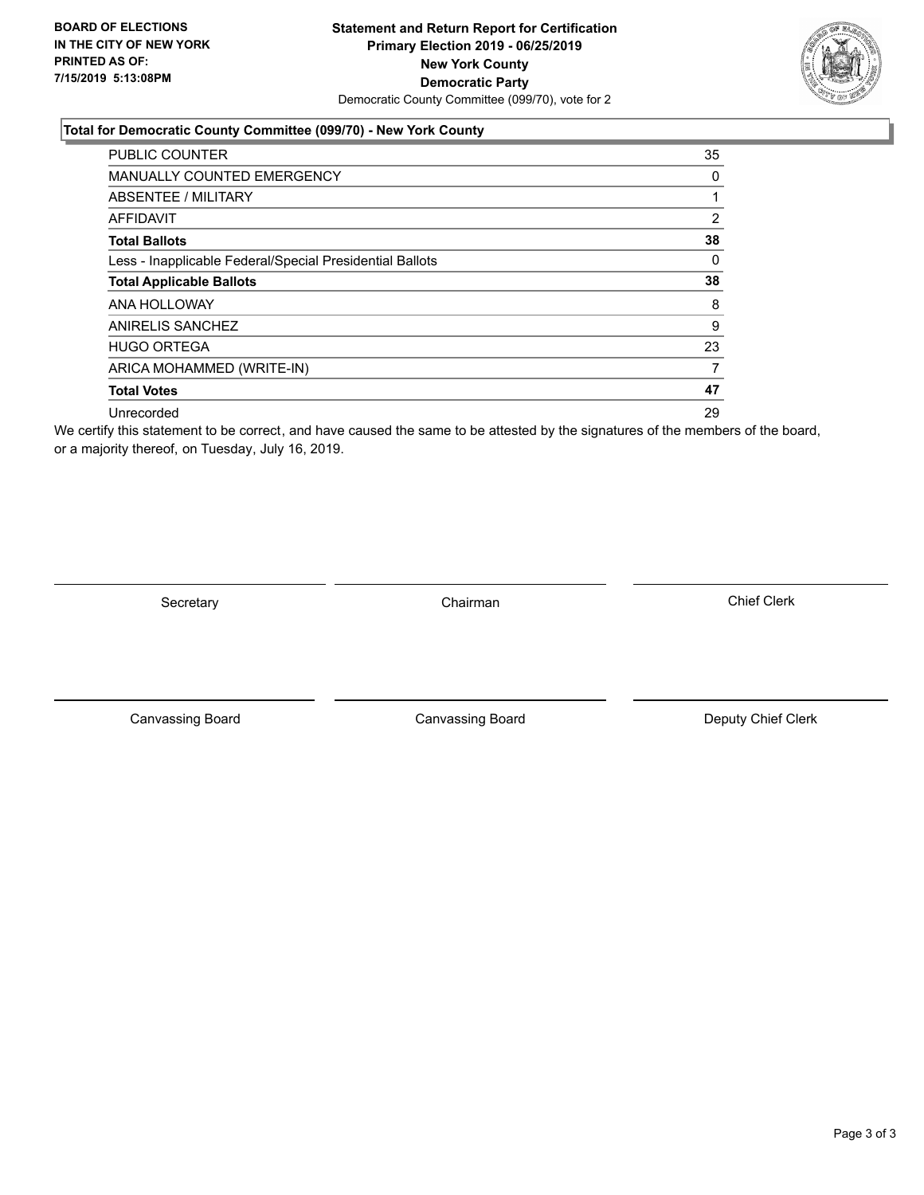**BOARD OF ELECTIONS IN THE CITY OF NEW YORK PRINTED AS OF: 7/15/2019 5:13:08PM**

**Statement and Return Report for Certification Primary Election 2019 - 06/25/2019 New York County Democratic Party**

Democratic County Committee (099/70), vote for 2

### Total for Democratic County Committee (099/70) - New York County

| | |
|---|---|
| PUBLIC COUNTER | 35 |
| MANUALLY COUNTED EMERGENCY | 0 |
| ABSENTEE / MILITARY | 1 |
| AFFIDAVIT | 2 |
| **Total Ballots** | **38** |
| Less - Inapplicable Federal/Special Presidential Ballots | 0 |
| **Total Applicable Ballots** | **38** |
| ANA HOLLOWAY | 8 |
| ANIRELIS SANCHEZ | 9 |
| HUGO ORTEGA | 23 |
| ARICA MOHAMMED (WRITE-IN) | 7 |
| **Total Votes** | **47** |
| Unrecorded | 29 |

We certify this statement to be correct, and have caused the same to be attested by the signatures of the members of the board, or a majority thereof, on Tuesday, July 16, 2019.

Secretary

Chairman

Chief Clerk

Canvassing Board

Canvassing Board

Deputy Chief Clerk